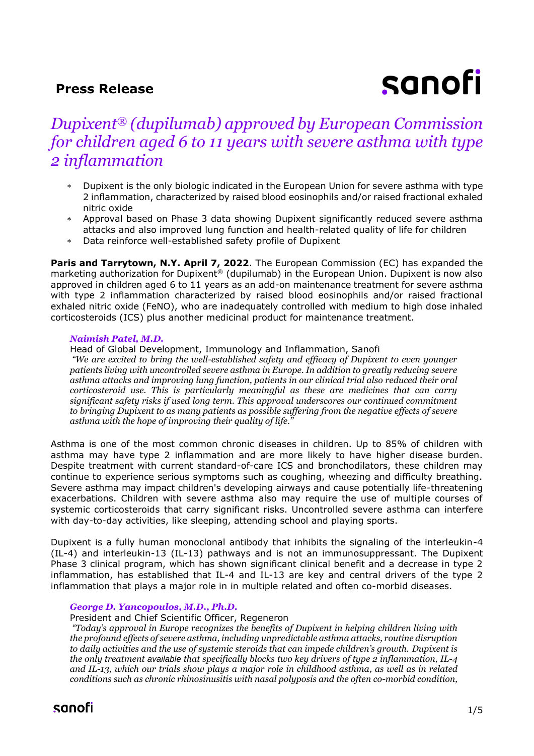**Press Release**

# *Dupixent® (dupilumab) approved by European Commission for children aged 6 to 11 years with severe asthma with type 2 inflammation*

- Dupixent is the only biologic indicated in the European Union for severe asthma with type 2 inflammation, characterized by raised blood eosinophils and/or raised fractional exhaled nitric oxide
- Approval based on Phase 3 data showing Dupixent significantly reduced severe asthma attacks and also improved lung function and health-related quality of life for children
- Data reinforce well-established safety profile of Dupixent

**Paris and Tarrytown, N.Y. April 7, 2022**. The European Commission (EC) has expanded the marketing authorization for Dupixent® (dupilumab) in the European Union. Dupixent is now also approved in children aged 6 to 11 years as an add-on maintenance treatment for severe asthma with type 2 inflammation characterized by raised blood eosinophils and/or raised fractional exhaled nitric oxide (FeNO), who are inadequately controlled with medium to high dose inhaled corticosteroids (ICS) plus another medicinal product for maintenance treatment.

***Naimish Patel, M.D.***
Head of Global Development, Immunology and Inflammation, Sanofi
*"We are excited to bring the well-established safety and efficacy of Dupixent to even younger patients living with uncontrolled severe asthma in Europe. In addition to greatly reducing severe asthma attacks and improving lung function, patients in our clinical trial also reduced their oral corticosteroid use. This is particularly meaningful as these are medicines that can carry significant safety risks if used long term. This approval underscores our continued commitment to bringing Dupixent to as many patients as possible suffering from the negative effects of severe asthma with the hope of improving their quality of life."*

Asthma is one of the most common chronic diseases in children. Up to 85% of children with asthma may have type 2 inflammation and are more likely to have higher disease burden. Despite treatment with current standard-of-care ICS and bronchodilators, these children may continue to experience serious symptoms such as coughing, wheezing and difficulty breathing. Severe asthma may impact children's developing airways and cause potentially life-threatening exacerbations. Children with severe asthma also may require the use of multiple courses of systemic corticosteroids that carry significant risks. Uncontrolled severe asthma can interfere with day-to-day activities, like sleeping, attending school and playing sports.

Dupixent is a fully human monoclonal antibody that inhibits the signaling of the interleukin-4 (IL-4) and interleukin-13 (IL-13) pathways and is not an immunosuppressant. The Dupixent Phase 3 clinical program, which has shown significant clinical benefit and a decrease in type 2 inflammation, has established that IL-4 and IL-13 are key and central drivers of the type 2 inflammation that plays a major role in in multiple related and often co-morbid diseases.

***George D. Yancopoulos, M.D., Ph.D.***
President and Chief Scientific Officer, Regeneron
*"Today's approval in Europe recognizes the benefits of Dupixent in helping children living with the profound effects of severe asthma, including unpredictable asthma attacks, routine disruption to daily activities and the use of systemic steroids that can impede children's growth. Dupixent is the only treatment available that specifically blocks two key drivers of type 2 inflammation, IL-4 and IL-13, which our trials show plays a major role in childhood asthma, as well as in related conditions such as chronic rhinosinusitis with nasal polyposis and the often co-morbid condition,*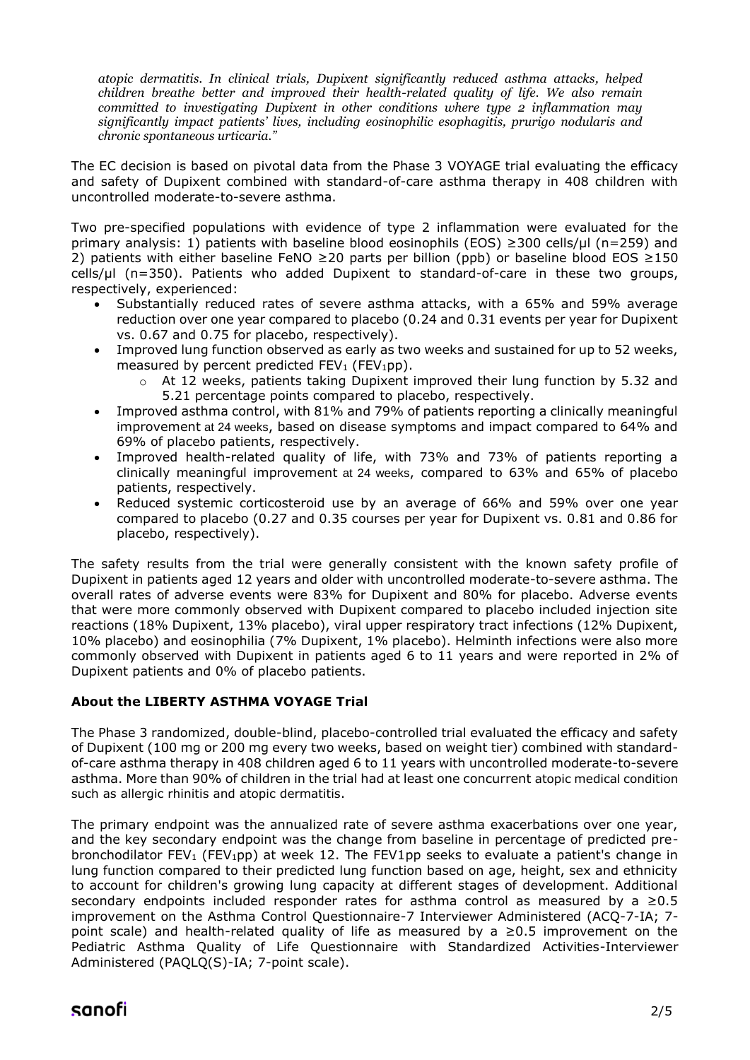*atopic dermatitis. In clinical trials, Dupixent significantly reduced asthma attacks, helped children breathe better and improved their health-related quality of life. We also remain committed to investigating Dupixent in other conditions where type 2 inflammation may significantly impact patients' lives, including eosinophilic esophagitis, prurigo nodularis and chronic spontaneous urticaria."*

The EC decision is based on pivotal data from the Phase 3 VOYAGE trial evaluating the efficacy and safety of Dupixent combined with standard-of-care asthma therapy in 408 children with uncontrolled moderate-to-severe asthma.

Two pre-specified populations with evidence of type 2 inflammation were evaluated for the primary analysis: 1) patients with baseline blood eosinophils (EOS) ≥300 cells/μl (n=259) and 2) patients with either baseline FeNO ≥20 parts per billion (ppb) or baseline blood EOS ≥150 cells/μl (n=350). Patients who added Dupixent to standard-of-care in these two groups, respectively, experienced:

- Substantially reduced rates of severe asthma attacks, with a 65% and 59% average reduction over one year compared to placebo (0.24 and 0.31 events per year for Dupixent vs. 0.67 and 0.75 for placebo, respectively).
- Improved lung function observed as early as two weeks and sustained for up to 52 weeks, measured by percent predicted $FEV_1$ ($FEV_1pp$).
  - At 12 weeks, patients taking Dupixent improved their lung function by 5.32 and 5.21 percentage points compared to placebo, respectively.
- Improved asthma control, with 81% and 79% of patients reporting a clinically meaningful improvement at 24 weeks, based on disease symptoms and impact compared to 64% and 69% of placebo patients, respectively.
- Improved health-related quality of life, with 73% and 73% of patients reporting a clinically meaningful improvement at 24 weeks, compared to 63% and 65% of placebo patients, respectively.
- Reduced systemic corticosteroid use by an average of 66% and 59% over one year compared to placebo (0.27 and 0.35 courses per year for Dupixent vs. 0.81 and 0.86 for placebo, respectively).

The safety results from the trial were generally consistent with the known safety profile of Dupixent in patients aged 12 years and older with uncontrolled moderate-to-severe asthma. The overall rates of adverse events were 83% for Dupixent and 80% for placebo. Adverse events that were more commonly observed with Dupixent compared to placebo included injection site reactions (18% Dupixent, 13% placebo), viral upper respiratory tract infections (12% Dupixent, 10% placebo) and eosinophilia (7% Dupixent, 1% placebo). Helminth infections were also more commonly observed with Dupixent in patients aged 6 to 11 years and were reported in 2% of Dupixent patients and 0% of placebo patients.

**About the LIBERTY ASTHMA VOYAGE Trial**

The Phase 3 randomized, double-blind, placebo-controlled trial evaluated the efficacy and safety of Dupixent (100 mg or 200 mg every two weeks, based on weight tier) combined with standard-of-care asthma therapy in 408 children aged 6 to 11 years with uncontrolled moderate-to-severe asthma. More than 90% of children in the trial had at least one concurrent atopic medical condition such as allergic rhinitis and atopic dermatitis.

The primary endpoint was the annualized rate of severe asthma exacerbations over one year, and the key secondary endpoint was the change from baseline in percentage of predicted pre-bronchodilator $FEV_1$ ($FEV_1pp$) at week 12. The FEV1pp seeks to evaluate a patient's change in lung function compared to their predicted lung function based on age, height, sex and ethnicity to account for children's growing lung capacity at different stages of development. Additional secondary endpoints included responder rates for asthma control as measured by a ≥0.5 improvement on the Asthma Control Questionnaire-7 Interviewer Administered (ACQ-7-IA; 7-point scale) and health-related quality of life as measured by a ≥0.5 improvement on the Pediatric Asthma Quality of Life Questionnaire with Standardized Activities-Interviewer Administered (PAQLQ(S)-IA; 7-point scale).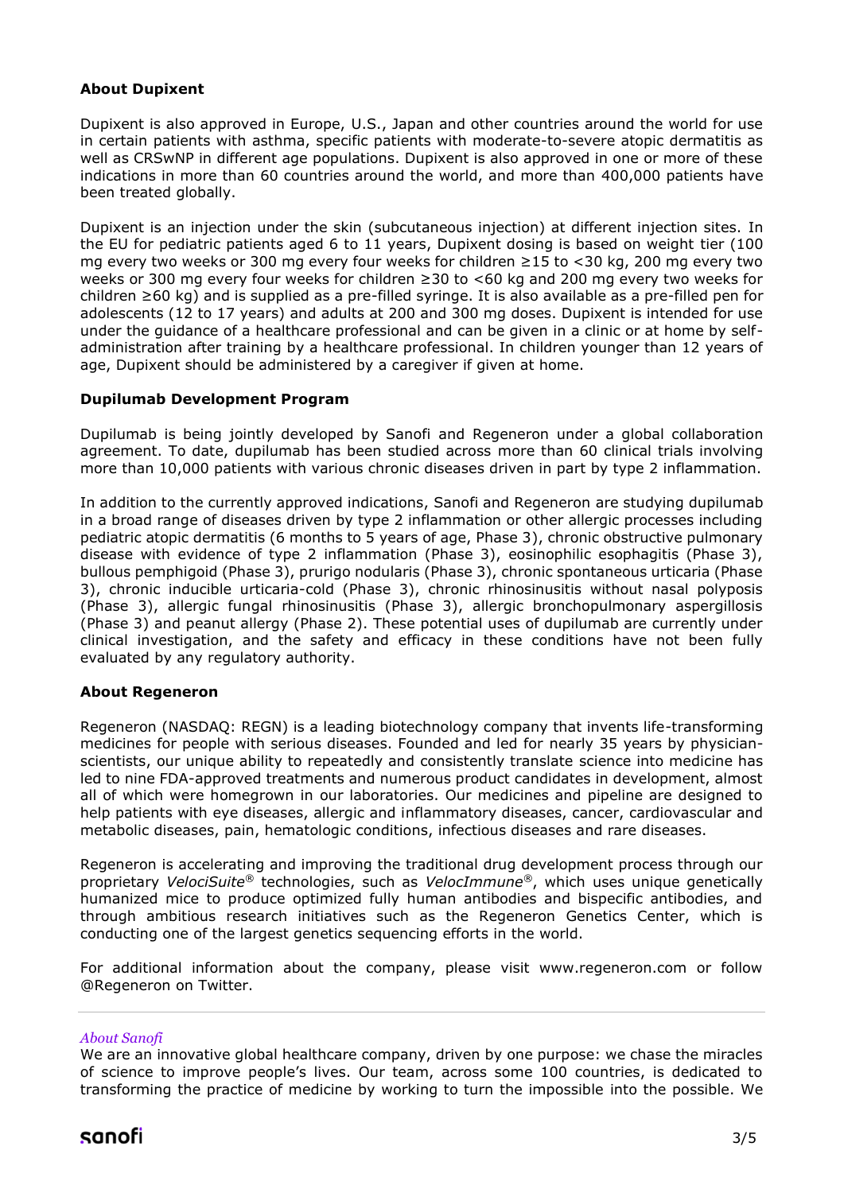## About Dupixent

Dupixent is also approved in Europe, U.S., Japan and other countries around the world for use in certain patients with asthma, specific patients with moderate-to-severe atopic dermatitis as well as CRSwNP in different age populations. Dupixent is also approved in one or more of these indications in more than 60 countries around the world, and more than 400,000 patients have been treated globally.

Dupixent is an injection under the skin (subcutaneous injection) at different injection sites. In the EU for pediatric patients aged 6 to 11 years, Dupixent dosing is based on weight tier (100 mg every two weeks or 300 mg every four weeks for children ≥15 to <30 kg, 200 mg every two weeks or 300 mg every four weeks for children ≥30 to <60 kg and 200 mg every two weeks for children ≥60 kg) and is supplied as a pre-filled syringe. It is also available as a pre-filled pen for adolescents (12 to 17 years) and adults at 200 and 300 mg doses. Dupixent is intended for use under the guidance of a healthcare professional and can be given in a clinic or at home by self-administration after training by a healthcare professional. In children younger than 12 years of age, Dupixent should be administered by a caregiver if given at home.

## Dupilumab Development Program

Dupilumab is being jointly developed by Sanofi and Regeneron under a global collaboration agreement. To date, dupilumab has been studied across more than 60 clinical trials involving more than 10,000 patients with various chronic diseases driven in part by type 2 inflammation.

In addition to the currently approved indications, Sanofi and Regeneron are studying dupilumab in a broad range of diseases driven by type 2 inflammation or other allergic processes including pediatric atopic dermatitis (6 months to 5 years of age, Phase 3), chronic obstructive pulmonary disease with evidence of type 2 inflammation (Phase 3), eosinophilic esophagitis (Phase 3), bullous pemphigoid (Phase 3), prurigo nodularis (Phase 3), chronic spontaneous urticaria (Phase 3), chronic inducible urticaria-cold (Phase 3), chronic rhinosinusitis without nasal polyposis (Phase 3), allergic fungal rhinosinusitis (Phase 3), allergic bronchopulmonary aspergillosis (Phase 3) and peanut allergy (Phase 2). These potential uses of dupilumab are currently under clinical investigation, and the safety and efficacy in these conditions have not been fully evaluated by any regulatory authority.

## About Regeneron

Regeneron (NASDAQ: REGN) is a leading biotechnology company that invents life-transforming medicines for people with serious diseases. Founded and led for nearly 35 years by physician-scientists, our unique ability to repeatedly and consistently translate science into medicine has led to nine FDA-approved treatments and numerous product candidates in development, almost all of which were homegrown in our laboratories. Our medicines and pipeline are designed to help patients with eye diseases, allergic and inflammatory diseases, cancer, cardiovascular and metabolic diseases, pain, hematologic conditions, infectious diseases and rare diseases.

Regeneron is accelerating and improving the traditional drug development process through our proprietary *VelociSuite*® technologies, such as *VelocImmune*®, which uses unique genetically humanized mice to produce optimized fully human antibodies and bispecific antibodies, and through ambitious research initiatives such as the Regeneron Genetics Center, which is conducting one of the largest genetics sequencing efforts in the world.

For additional information about the company, please visit www.regeneron.com or follow @Regeneron on Twitter.

---

*About Sanofi*

We are an innovative global healthcare company, driven by one purpose: we chase the miracles of science to improve people's lives. Our team, across some 100 countries, is dedicated to transforming the practice of medicine by working to turn the impossible into the possible. We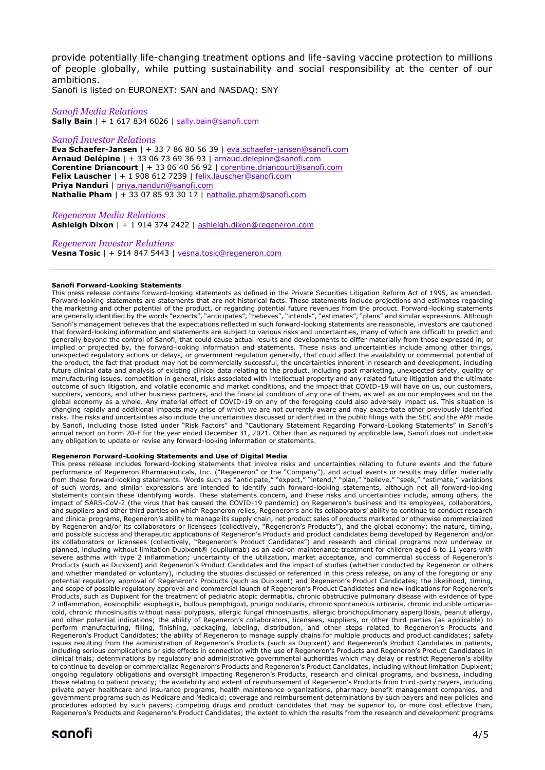provide potentially life-changing treatment options and life-saving vaccine protection to millions of people globally, while putting sustainability and social responsibility at the center of our ambitions.
Sanofi is listed on EURONEXT: SAN and NASDAQ: SNY

*Sanofi Media Relations*
**Sally Bain** | + 1 617 834 6026 | sally.bain@sanofi.com

*Sanofi Investor Relations*
**Eva Schaefer-Jansen** | + 33 7 86 80 56 39 | eva.schaefer-jansen@sanofi.com
**Arnaud Delépine** | + 33 06 73 69 36 93 | arnaud.delepine@sanofi.com
**Corentine Driancourt** | + 33 06 40 56 92 | corentine.driancourt@sanofi.com
**Felix Lauscher** | + 1 908 612 7239 | felix.lauscher@sanofi.com
**Priya Nanduri** | priya.nanduri@sanofi.com
**Nathalie Pham** | + 33 07 85 93 30 17 | nathalie.pham@sanofi.com

*Regeneron Media Relations*
**Ashleigh Dixon** | + 1 914 374 2422 | ashleigh.dixon@regeneron.com

*Regeneron Investor Relations*
**Vesna Tosic** | + 914 847 5443 | vesna.tosic@regeneron.com

---

**Sanofi Forward-Looking Statements**
This press release contains forward-looking statements as defined in the Private Securities Litigation Reform Act of 1995, as amended. Forward-looking statements are statements that are not historical facts. These statements include projections and estimates regarding the marketing and other potential of the product, or regarding potential future revenues from the product. Forward-looking statements are generally identified by the words "expects", "anticipates", "believes", "intends", "estimates", "plans" and similar expressions. Although Sanofi's management believes that the expectations reflected in such forward-looking statements are reasonable, investors are cautioned that forward-looking information and statements are subject to various risks and uncertainties, many of which are difficult to predict and generally beyond the control of Sanofi, that could cause actual results and developments to differ materially from those expressed in, or implied or projected by, the forward-looking information and statements. These risks and uncertainties include among other things, unexpected regulatory actions or delays, or government regulation generally, that could affect the availability or commercial potential of the product, the fact that product may not be commercially successful, the uncertainties inherent in research and development, including future clinical data and analysis of existing clinical data relating to the product, including post marketing, unexpected safety, quality or manufacturing issues, competition in general, risks associated with intellectual property and any related future litigation and the ultimate outcome of such litigation, and volatile economic and market conditions, and the impact that COVID-19 will have on us, our customers, suppliers, vendors, and other business partners, and the financial condition of any one of them, as well as on our employees and on the global economy as a whole. Any material effect of COVID-19 on any of the foregoing could also adversely impact us. This situation is changing rapidly and additional impacts may arise of which we are not currently aware and may exacerbate other previously identified risks. The risks and uncertainties also include the uncertainties discussed or identified in the public filings with the SEC and the AMF made by Sanofi, including those listed under "Risk Factors" and "Cautionary Statement Regarding Forward-Looking Statements" in Sanofi's annual report on Form 20-F for the year ended December 31, 2021. Other than as required by applicable law, Sanofi does not undertake any obligation to update or revise any forward-looking information or statements.

**Regeneron Forward-Looking Statements and Use of Digital Media**
This press release includes forward-looking statements that involve risks and uncertainties relating to future events and the future performance of Regeneron Pharmaceuticals, Inc. ("Regeneron" or the "Company"), and actual events or results may differ materially from these forward-looking statements. Words such as "anticipate," "expect," "intend," "plan," "believe," "seek," "estimate," variations of such words, and similar expressions are intended to identify such forward-looking statements, although not all forward-looking statements contain these identifying words. These statements concern, and these risks and uncertainties include, among others, the impact of SARS-CoV-2 (the virus that has caused the COVID-19 pandemic) on Regeneron's business and its employees, collaborators, and suppliers and other third parties on which Regeneron relies, Regeneron's and its collaborators' ability to continue to conduct research and clinical programs, Regeneron's ability to manage its supply chain, net product sales of products marketed or otherwise commercialized by Regeneron and/or its collaborators or licensees (collectively, "Regeneron's Products"), and the global economy; the nature, timing, and possible success and therapeutic applications of Regeneron's Products and product candidates being developed by Regeneron and/or its collaborators or licensees (collectively, "Regeneron's Product Candidates") and research and clinical programs now underway or planned, including without limitation Dupixent® (dupilumab) as an add-on maintenance treatment for children aged 6 to 11 years with severe asthma with type 2 inflammation; uncertainty of the utilization, market acceptance, and commercial success of Regeneron's Products (such as Dupixent) and Regeneron's Product Candidates and the impact of studies (whether conducted by Regeneron or others and whether mandated or voluntary), including the studies discussed or referenced in this press release, on any of the foregoing or any potential regulatory approval of Regeneron's Products (such as Dupixent) and Regeneron's Product Candidates; the likelihood, timing, and scope of possible regulatory approval and commercial launch of Regeneron's Product Candidates and new indications for Regeneron's Products, such as Dupixent for the treatment of pediatric atopic dermatitis, chronic obstructive pulmonary disease with evidence of type 2 inflammation, eosinophilic esophagitis, bullous pemphigoid, prurigo nodularis, chronic spontaneous urticaria, chronic inducible urticaria-cold, chronic rhinosinusitis without nasal polyposis, allergic fungal rhinosinusitis, allergic bronchopulmonary aspergillosis, peanut allergy, and other potential indications; the ability of Regeneron's collaborators, licensees, suppliers, or other third parties (as applicable) to perform manufacturing, filling, finishing, packaging, labeling, distribution, and other steps related to Regeneron's Products and Regeneron's Product Candidates; the ability of Regeneron to manage supply chains for multiple products and product candidates; safety issues resulting from the administration of Regeneron's Products (such as Dupixent) and Regeneron's Product Candidates in patients, including serious complications or side effects in connection with the use of Regeneron's Products and Regeneron's Product Candidates in clinical trials; determinations by regulatory and administrative governmental authorities which may delay or restrict Regeneron's ability to continue to develop or commercialize Regeneron's Products and Regeneron's Product Candidates, including without limitation Dupixent; ongoing regulatory obligations and oversight impacting Regeneron's Products, research and clinical programs, and business, including those relating to patient privacy; the availability and extent of reimbursement of Regeneron's Products from third-party payers, including private payer healthcare and insurance programs, health maintenance organizations, pharmacy benefit management companies, and government programs such as Medicare and Medicaid; coverage and reimbursement determinations by such payers and new policies and procedures adopted by such payers; competing drugs and product candidates that may be superior to, or more cost effective than, Regeneron's Products and Regeneron's Product Candidates; the extent to which the results from the research and development programs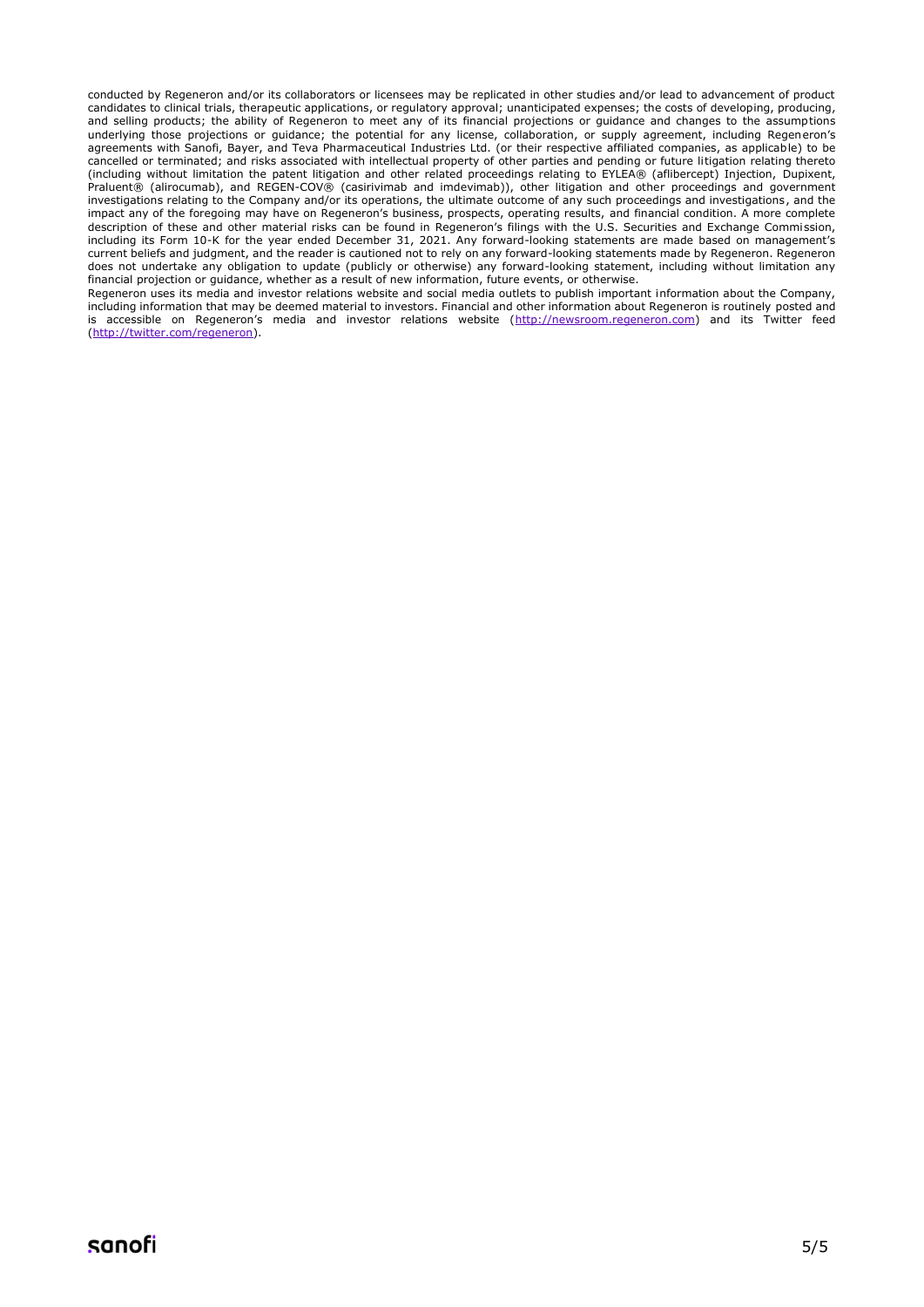conducted by Regeneron and/or its collaborators or licensees may be replicated in other studies and/or lead to advancement of product candidates to clinical trials, therapeutic applications, or regulatory approval; unanticipated expenses; the costs of developing, producing, and selling products; the ability of Regeneron to meet any of its financial projections or guidance and changes to the assumptions underlying those projections or guidance; the potential for any license, collaboration, or supply agreement, including Regeneron's agreements with Sanofi, Bayer, and Teva Pharmaceutical Industries Ltd. (or their respective affiliated companies, as applicable) to be cancelled or terminated; and risks associated with intellectual property of other parties and pending or future litigation relating thereto (including without limitation the patent litigation and other related proceedings relating to EYLEA® (aflibercept) Injection, Dupixent, Praluent® (alirocumab), and REGEN-COV® (casirivimab and imdevimab)), other litigation and other proceedings and government investigations relating to the Company and/or its operations, the ultimate outcome of any such proceedings and investigations, and the impact any of the foregoing may have on Regeneron's business, prospects, operating results, and financial condition. A more complete description of these and other material risks can be found in Regeneron's filings with the U.S. Securities and Exchange Commission, including its Form 10-K for the year ended December 31, 2021. Any forward-looking statements are made based on management's current beliefs and judgment, and the reader is cautioned not to rely on any forward-looking statements made by Regeneron. Regeneron does not undertake any obligation to update (publicly or otherwise) any forward-looking statement, including without limitation any financial projection or guidance, whether as a result of new information, future events, or otherwise.

Regeneron uses its media and investor relations website and social media outlets to publish important information about the Company, including information that may be deemed material to investors. Financial and other information about Regeneron is routinely posted and is accessible on Regeneron's media and investor relations website (http://newsroom.regeneron.com) and its Twitter feed (http://twitter.com/regeneron).